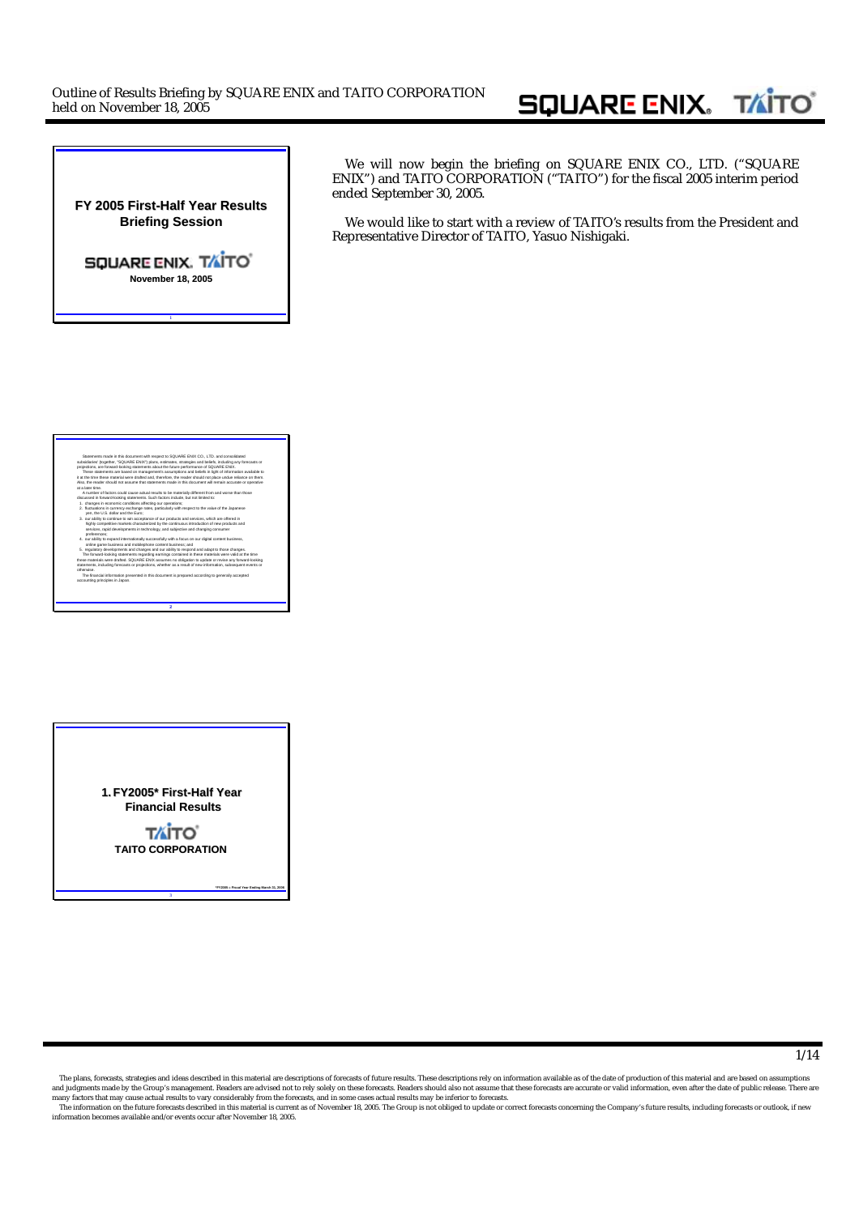Outline of Results Briefing by SQUARE ENIX and TAITO CORPORATION held on November 18, 2005

**FY 2005 First-Half Year Results Briefing Session**

SQUARE ENIX. TAITO

November 18, 2005

We will now begin the briefing on SQUARE ENIX CO., LTD. ("SQUARE ENIX") and TAITO CORPORATION ("TAITO") for the fiscal 2005 interim period ended September 30, 2005.

We would like to start with a review of TAITO's results from the President and Representative Director of TAITO, Yasuo Nishigaki.

Statements made in this document with respect to SQUARE ENIX CO., LTD. and consolidated subsidiaries' (together, "SQUARE ENIX") plans, estimates, strategies and beliefs, including any forecasts or projections, are forward-looking statements about the future performance of SQUARE ENIX.

These statements are based on management's assumptions and beliefs in light of information available to it at the time these material were drafted and, therefore, the reader should not place undue reliance on them. Also, the reader should not assume that statements made in this document will remain accurate or operative at a later time.

A number of factors could cause actual results to be materially different from and worse than those discussed in forward-looking statements. Such factors include, but not limited to:

1. changes in economic conditions affecting our operations;
2. fluctuations in currency exchange rates, particularly with respect to the value of the Japanese yen, the U.S. dollar and the Euro;
3. our ability to continue to win acceptance of our products and services, which are offered in highly competitive markets characterized by the continuous introduction of new products and services, rapid developments in technology, and subjective and changing consumer preferences;
4. our ability to expand internationally successfully with a focus on our digital content business, online game business and mobilephone content business; and
5. regulatory developments and changes and our ability to respond and adapt to those changes.

The forward-looking statements regarding earnings contained in these materials were valid at the time these materials were drafted. SQUARE ENIX assumes no obligation to update or revise any forward-looking statements, including forecasts or projections, whether as a result of new information, subsequent events or otherwise.

The financial information presented in this document is prepared according to generally accepted accounting principles in Japan.

**1. FY2005\* First-Half Year Financial Results**

TAITO

**TAITO CORPORATION**

\*FY2005 = Fiscal Year Ending March 31, 2006

The plans, forecasts, strategies and ideas described in this material are descriptions of forecasts of future results. These descriptions rely on information available as of the date of production of this material and are based on assumptions and judgments made by the Group's management. Readers are advised not to rely solely on these forecasts. Readers should also not assume that these forecasts are accurate or valid information, even after the date of public release. There are many factors that may cause actual results to vary considerably from the forecasts, and in some cases actual results may be inferior to forecasts.

The information on the future forecasts described in this material is current as of November 18, 2005. The Group is not obliged to update or correct forecasts concerning the Company's future results, including forecasts or outlook, if new information becomes available and/or events occur after November 18, 2005.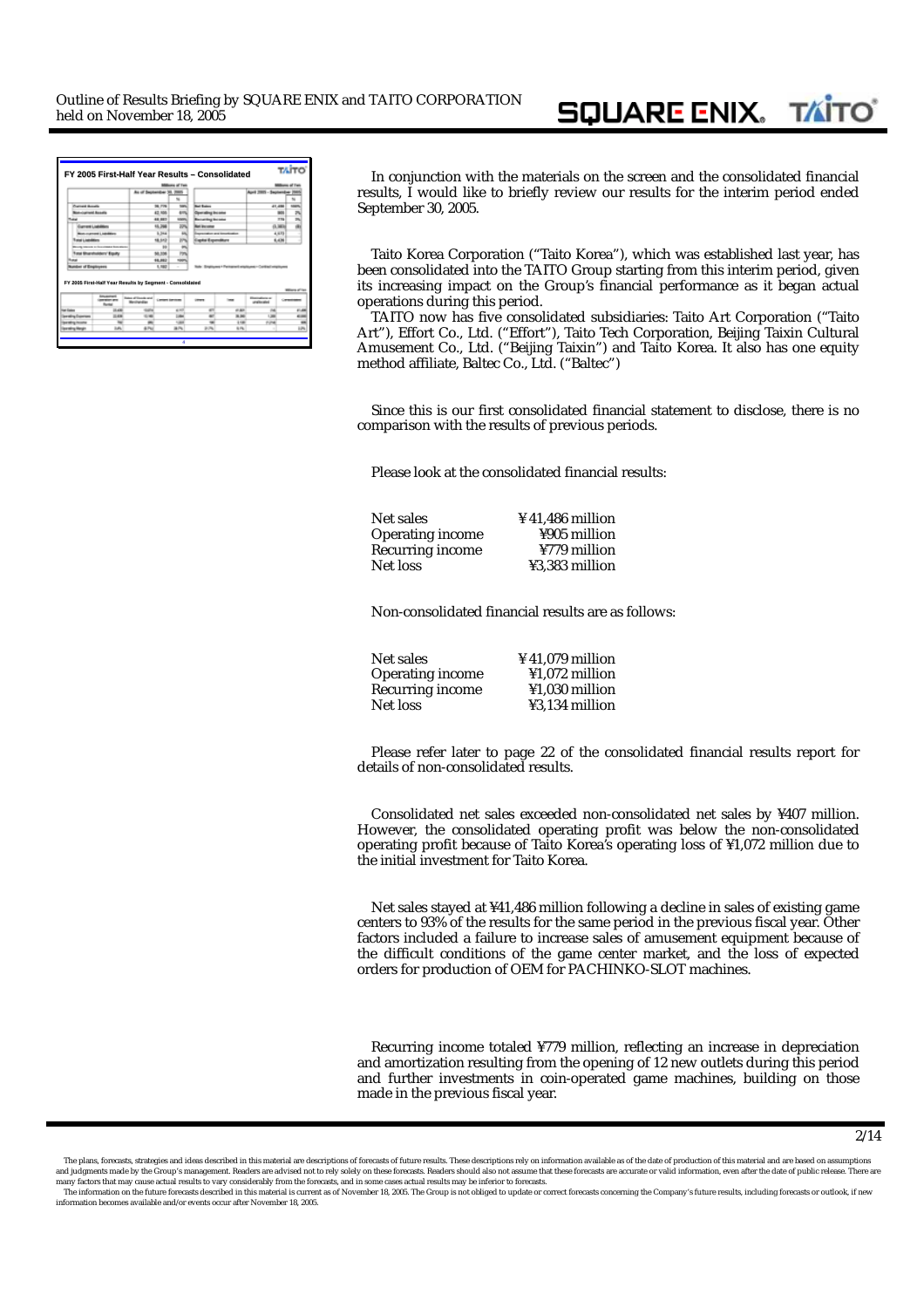In conjunction with the materials on the screen and the consolidated financial results, I would like to briefly review our results for the interim period ended September 30, 2005.

Taito Korea Corporation ("Taito Korea"), which was established last year, has been consolidated into the TAITO Group starting from this interim period, given its increasing impact on the Group's financial performance as it began actual operations during this period.

TAITO now has five consolidated subsidiaries: Taito Art Corporation ("Taito Art"), Effort Co., Ltd. ("Effort"), Taito Tech Corporation, Beijing Taixin Cultural Amusement Co., Ltd. ("Beijing Taixin") and Taito Korea. It also has one equity method affiliate, Baltec Co., Ltd. ("Baltec")

Since this is our first consolidated financial statement to disclose, there is no comparison with the results of previous periods.

Please look at the consolidated financial results:

| | |
|---|---|
| Net sales | ¥41,486 million |
| Operating income | ¥905 million |
| Recurring income | ¥779 million |
| Net loss | ¥3,383 million |

Non-consolidated financial results are as follows:

| | |
|---|---|
| Net sales | ¥41,079 million |
| Operating income | ¥1,072 million |
| Recurring income | ¥1,030 million |
| Net loss | ¥3,134 million |

Please refer later to page 22 of the consolidated financial results report for details of non-consolidated results.

Consolidated net sales exceeded non-consolidated net sales by ¥407 million. However, the consolidated operating profit was below the non-consolidated operating profit because of Taito Korea's operating loss of ¥1,072 million due to the initial investment for Taito Korea.

Net sales stayed at ¥41,486 million following a decline in sales of existing game centers to 93% of the results for the same period in the previous fiscal year. Other factors included a failure to increase sales of amusement equipment because of the difficult conditions of the game center market, and the loss of expected orders for production of OEM for PACHINKO-SLOT machines.

Recurring income totaled ¥779 million, reflecting an increase in depreciation and amortization resulting from the opening of 12 new outlets during this period and further investments in coin-operated game machines, building on those made in the previous fiscal year.

The plans, forecasts, strategies and ideas described in this material are descriptions of forecasts of future results. These descriptions rely on information available as of the date of production of this material and are based on assumptions and judgments made by the Group's management. Readers are advised not to rely solely on these forecasts. Readers should also not assume that these forecasts are accurate or valid information, even after the date of public release. There are many factors that may cause actual results to vary considerably from the forecasts, and in some cases actual results may be inferior to forecasts.
The information on the future forecasts described in this material is current as of November 18, 2005. The Group is not obliged to update or correct forecasts concerning the Company's future results, including forecasts or outlook, if new information becomes available and/or events occur after November 18, 2005.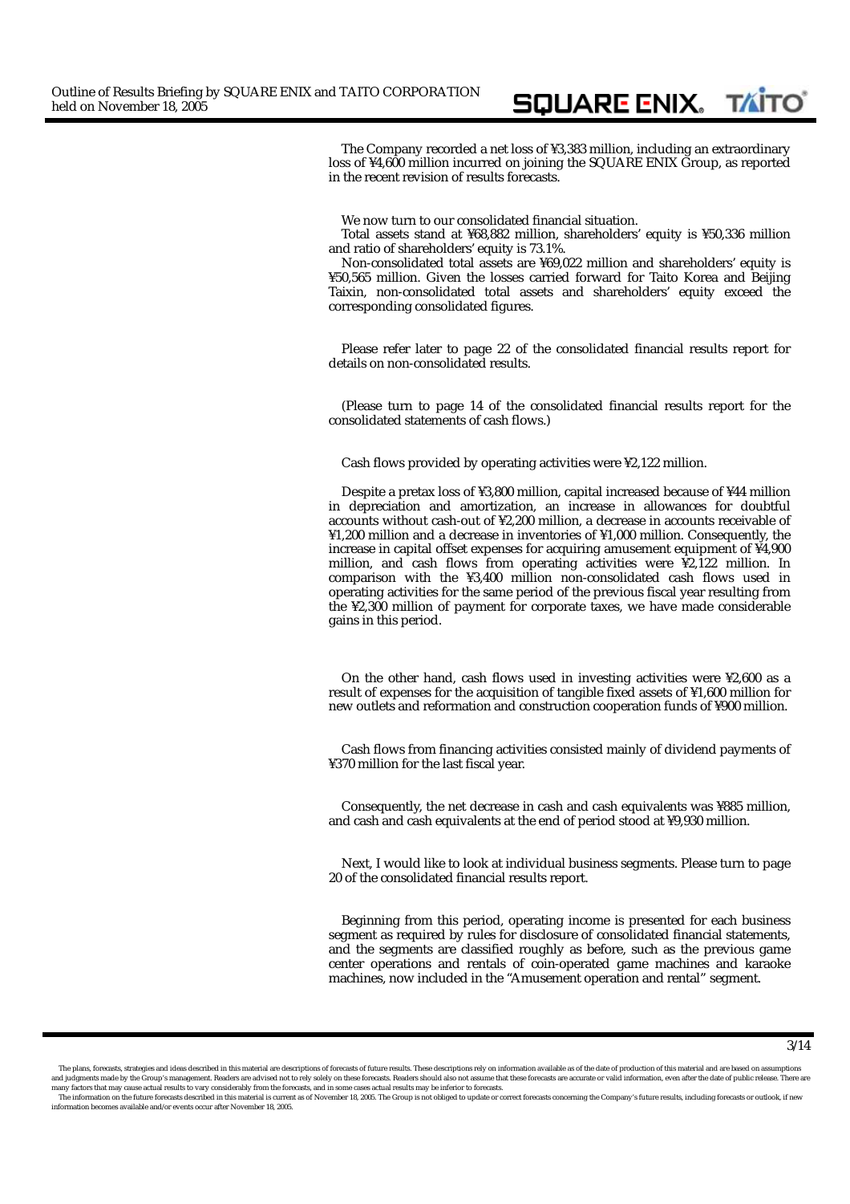The Company recorded a net loss of ¥3,383 million, including an extraordinary loss of ¥4,600 million incurred on joining the SQUARE ENIX Group, as reported in the recent revision of results forecasts.

We now turn to our consolidated financial situation.

Total assets stand at ¥68,882 million, shareholders' equity is ¥50,336 million and ratio of shareholders' equity is 73.1%.

Non-consolidated total assets are ¥69,022 million and shareholders' equity is ¥50,565 million. Given the losses carried forward for Taito Korea and Beijing Taixin, non-consolidated total assets and shareholders' equity exceed the corresponding consolidated figures.

Please refer later to page 22 of the consolidated financial results report for details on non-consolidated results.

(Please turn to page 14 of the consolidated financial results report for the consolidated statements of cash flows.)

Cash flows provided by operating activities were ¥2,122 million.

Despite a pretax loss of ¥3,800 million, capital increased because of ¥44 million in depreciation and amortization, an increase in allowances for doubtful accounts without cash-out of ¥2,200 million, a decrease in accounts receivable of ¥1,200 million and a decrease in inventories of ¥1,000 million. Consequently, the increase in capital offset expenses for acquiring amusement equipment of ¥4,900 million, and cash flows from operating activities were ¥2,122 million. In comparison with the ¥3,400 million non-consolidated cash flows used in operating activities for the same period of the previous fiscal year resulting from the ¥2,300 million of payment for corporate taxes, we have made considerable gains in this period.

On the other hand, cash flows used in investing activities were ¥2,600 as a result of expenses for the acquisition of tangible fixed assets of ¥1,600 million for new outlets and reformation and construction cooperation funds of ¥900 million.

Cash flows from financing activities consisted mainly of dividend payments of ¥370 million for the last fiscal year.

Consequently, the net decrease in cash and cash equivalents was ¥885 million, and cash and cash equivalents at the end of period stood at ¥9,930 million.

Next, I would like to look at individual business segments. Please turn to page 20 of the consolidated financial results report.

Beginning from this period, operating income is presented for each business segment as required by rules for disclosure of consolidated financial statements, and the segments are classified roughly as before, such as the previous game center operations and rentals of coin-operated game machines and karaoke machines, now included in the "Amusement operation and rental" segment.

The plans, forecasts, strategies and ideas described in this material are descriptions of forecasts of future results. These descriptions rely on information available as of the date of production of this material and are based on assumptions and judgments made by the Group's management. Readers are advised not to rely solely on these forecasts. Readers should also not assume that these forecasts are accurate or valid information, even after the date of public release. There are many factors that may cause actual results to vary considerably from the forecasts, and in some cases actual results may be inferior to forecasts.

The information on the future forecasts described in this material is current as of November 18, 2005. The Group is not obliged to update or correct forecasts concerning the Company's future results, including forecasts or outlook, if new information becomes available and/or events occur after November 18, 2005.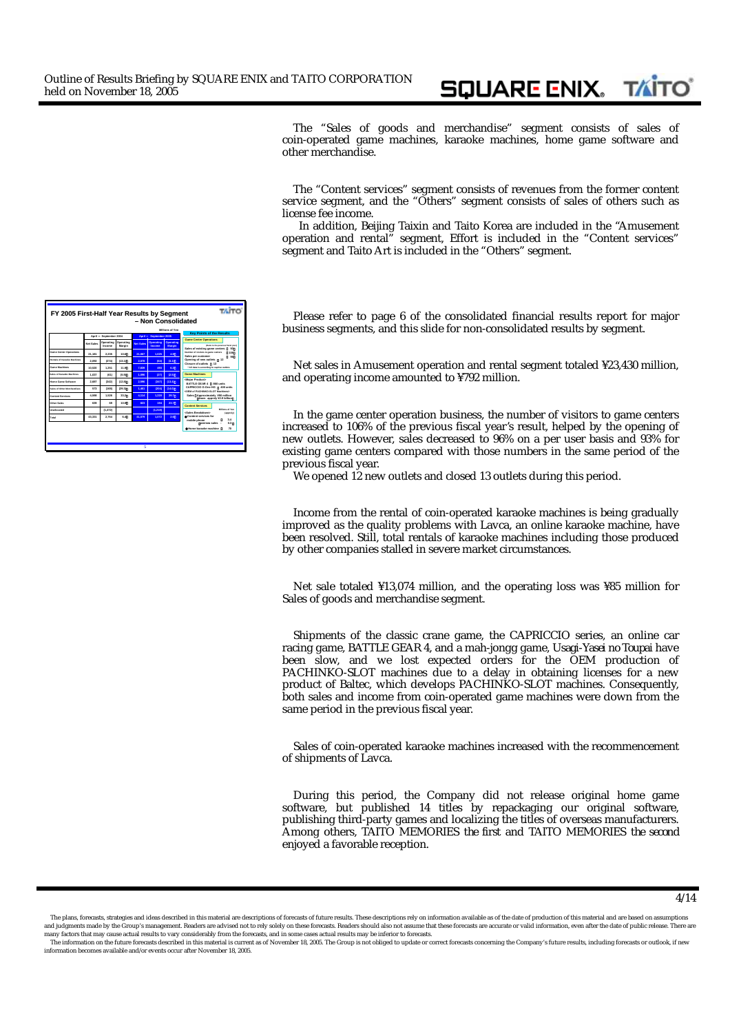The "Sales of goods and merchandise" segment consists of sales of coin-operated game machines, karaoke machines, home game software and other merchandise.

The "Content services" segment consists of revenues from the former content service segment, and the "Others" segment consists of sales of others such as license fee income.

In addition, Beijing Taixin and Taito Korea are included in the "Amusement operation and rental" segment, Effort is included in the "Content services" segment and Taito Art is included in the "Others" segment.

## FY 2005 First-Half Year Results by Segment – Non Consolidated

Millions of Yen

| | April – September 2004 | | | April – September 2005 | | |
|---|---|---|---|---|---|---|
| | Net Sales | Operating Income | Operating Margin | Net Sales | Operating Income | Operating Margin |
| Game Center Operations | 21,181 | 2,226 | 10.5% | 21,357 | 1,026 | 4.8% |
| Rentals of Karaoke Machines | 2,050 | (274) | (13.4%) | 2,073 | (61) | (3.1%) |
| Game Machines | 10,830 | 1,241 | 11.5% | 7,428 | 440 | 5.9% |
| Sales of Karaoke Machines | 1,437 | (81) | (5.6%) | 1,396 | (27) | (1.9%) |
| Home Game Software | 2,607 | (342) | (13.1%) | 2,996 | (327) | (10.9%) |
| Sales of other Merchandise | 873 | (169) | (19.4%) | 1,451 | (203) | (14.0%) |
| Content Services | 4,598 | 1,526 | 33.2% | 4,114 | 1,223 | 29.7% |
| Other Sales | 638 | 69 | 10.8% | 623 | 144 | 23.1% |
| Unallocated | | (1,472) | | | (1,233) | |
| Total | 43,331 | 2,794 | 6.4% | 41,379 | 1,072 | 2.6% |

**Key Points of the Results**

**Game Center Operations**

(Ratio to the previous fiscal year)

- Sales of existing game centers: 93%
- Number of visitors to game centers: 106%
- Sales per customer: 96%
- Opening of new outlets: 12
- Closure of outlets: 13

*All data is according to captive outlets.

**Game Machines**

<Major Products>
- BATTLE GEAR 4: 980 units
- CAPRICCIO G-One HD: 400 units

<OEM of PACHINKO-SLOT Machines>
- Sales: approximately ¥90 million (Plan: approx. ¥2.9 billion)

**Content Services**

<Sales Breakdown> (Billions of Yen, approx.)
- Content services for mobile phone: 3.4
- overseas sales: 0.3
- Home karaoke machine: 70

Please refer to page 6 of the consolidated financial results report for major business segments, and this slide for non-consolidated results by segment.

Net sales in Amusement operation and rental segment totaled ¥23,430 million, and operating income amounted to ¥792 million.

In the game center operation business, the number of visitors to game centers increased to 106% of the previous fiscal year's result, helped by the opening of new outlets. However, sales decreased to 96% on a per user basis and 93% for existing game centers compared with those numbers in the same period of the previous fiscal year.

We opened 12 new outlets and closed 13 outlets during this period.

Income from the rental of coin-operated karaoke machines is being gradually improved as the quality problems with Lavca, an online karaoke machine, have been resolved. Still, total rentals of karaoke machines including those produced by other companies stalled in severe market circumstances.

Net sale totaled ¥13,074 million, and the operating loss was ¥85 million for Sales of goods and merchandise segment.

Shipments of the classic crane game, the CAPRICCIO series, an online car racing game, BATTLE GEAR 4, and a mah-jongg game, *Usagi-Yasei no Toupai* have been slow, and we lost expected orders for the OEM production of PACHINKO-SLOT machines due to a delay in obtaining licenses for a new product of Baltec, which develops PACHINKO-SLOT machines. Consequently, both sales and income from coin-operated game machines were down from the same period in the previous fiscal year.

Sales of coin-operated karaoke machines increased with the recommencement of shipments of Lavca.

During this period, the Company did not release original home game software, but published 14 titles by repackaging our original software, publishing third-party games and localizing the titles of overseas manufacturers. Among others, TAITO MEMORIES *the first* and TAITO MEMORIES *the second* enjoyed a favorable reception.

The plans, forecasts, strategies and ideas described in this material are descriptions of forecasts of future results. These descriptions rely on information available as of the date of production of this material and are based on assumptions and judgments made by the Group's management. Readers are advised not to rely solely on these forecasts. Readers should also not assume that these forecasts are accurate or valid information, even after the date of public release. There are many factors that may cause actual results to vary considerably from the forecasts, and in some cases actual results may be inferior to forecasts.

The information on the future forecasts described in this material is current as of November 18, 2005. The Group is not obliged to update or correct forecasts concerning the Company's future results, including forecasts or outlook, if new information becomes available and/or events occur after November 18, 2005.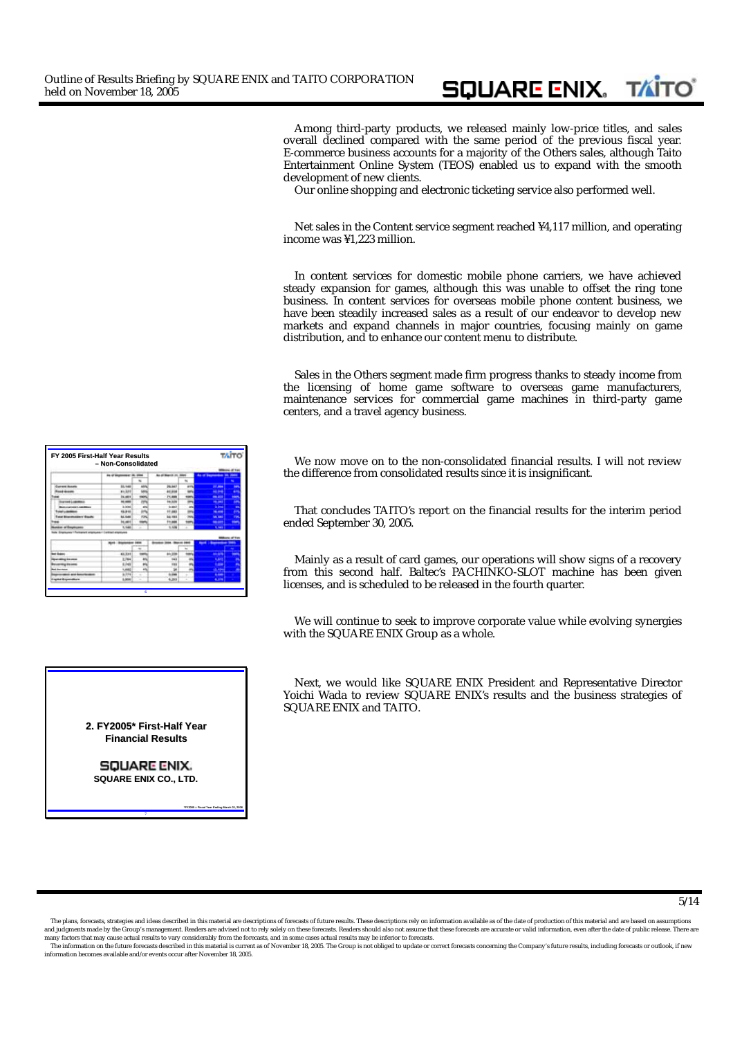Among third-party products, we released mainly low-price titles, and sales overall declined compared with the same period of the previous fiscal year. E-commerce business accounts for a majority of the Others sales, although Taito Entertainment Online System (TEOS) enabled us to expand with the smooth development of new clients.

Our online shopping and electronic ticketing service also performed well.

Net sales in the Content service segment reached ¥4,117 million, and operating income was ¥1,223 million.

In content services for domestic mobile phone carriers, we have achieved steady expansion for games, although this was unable to offset the ring tone business. In content services for overseas mobile phone content business, we have been steadily increased sales as a result of our endeavor to develop new markets and expand channels in major countries, focusing mainly on game distribution, and to enhance our content menu to distribute.

Sales in the Others segment made firm progress thanks to steady income from the licensing of home game software to overseas game manufacturers, maintenance services for commercial game machines in third-party game centers, and a travel agency business.

**FY 2005 First-Half Year Results – Non-Consolidated**

We now move on to the non-consolidated financial results. I will not review the difference from consolidated results since it is insignificant.

That concludes TAITO's report on the financial results for the interim period ended September 30, 2005.

Mainly as a result of card games, our operations will show signs of a recovery from this second half. Baltec's PACHINKO-SLOT machine has been given licenses, and is scheduled to be released in the fourth quarter.

We will continue to seek to improve corporate value while evolving synergies with the SQUARE ENIX Group as a whole.

**2. FY2005* First-Half Year Financial Results**

**SQUARE ENIX CO., LTD.**

*FY2005 = Fiscal Year Ending March 31, 2006

Next, we would like SQUARE ENIX President and Representative Director Yoichi Wada to review SQUARE ENIX's results and the business strategies of SQUARE ENIX and TAITO.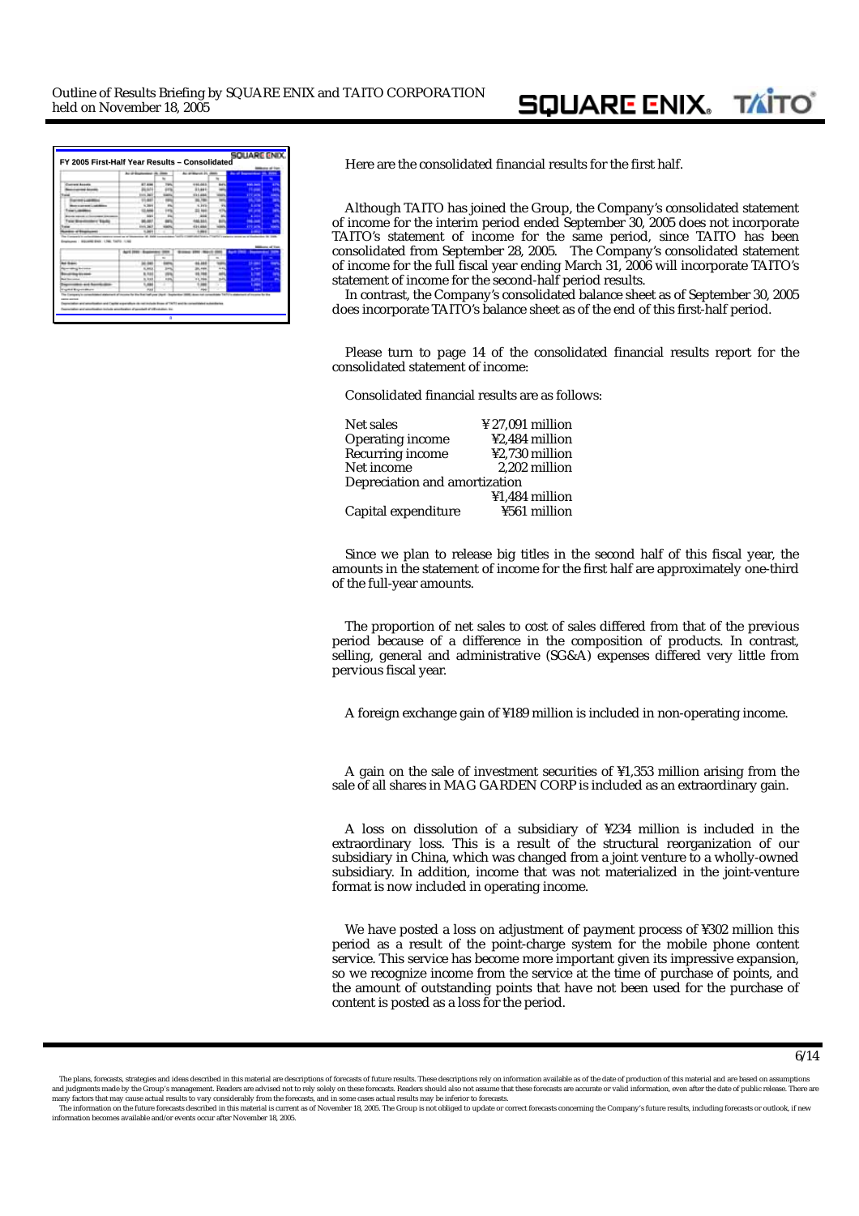Here are the consolidated financial results for the first half.

Although TAITO has joined the Group, the Company's consolidated statement of income for the interim period ended September 30, 2005 does not incorporate TAITO's statement of income for the same period, since TAITO has been consolidated from September 28, 2005. The Company's consolidated statement of income for the full fiscal year ending March 31, 2006 will incorporate TAITO's statement of income for the second-half period results.

In contrast, the Company's consolidated balance sheet as of September 30, 2005 does incorporate TAITO's balance sheet as of the end of this first-half period.

Please turn to page 14 of the consolidated financial results report for the consolidated statement of income:

Consolidated financial results are as follows:

| | |
|---|---|
| Net sales | ¥27,091 million |
| Operating income | ¥2,484 million |
| Recurring income | ¥2,730 million |
| Net income | 2,202 million |
| Depreciation and amortization | ¥1,484 million |
| Capital expenditure | ¥561 million |

Since we plan to release big titles in the second half of this fiscal year, the amounts in the statement of income for the first half are approximately one-third of the full-year amounts.

The proportion of net sales to cost of sales differed from that of the previous period because of a difference in the composition of products. In contrast, selling, general and administrative (SG&A) expenses differed very little from pervious fiscal year.

A foreign exchange gain of ¥189 million is included in non-operating income.

A gain on the sale of investment securities of ¥1,353 million arising from the sale of all shares in MAG GARDEN CORP is included as an extraordinary gain.

A loss on dissolution of a subsidiary of ¥234 million is included in the extraordinary loss. This is a result of the structural reorganization of our subsidiary in China, which was changed from a joint venture to a wholly-owned subsidiary. In addition, income that was not materialized in the joint-venture format is now included in operating income.

We have posted a loss on adjustment of payment process of ¥302 million this period as a result of the point-charge system for the mobile phone content service. This service has become more important given its impressive expansion, so we recognize income from the service at the time of purchase of points, and the amount of outstanding points that have not been used for the purchase of content is posted as a loss for the period.

The plans, forecasts, strategies and ideas described in this material are descriptions of forecasts of future results. These descriptions rely on information available as of the date of production of this material and are based on assumptions and judgments made by the Group's management. Readers are advised not to rely solely on these forecasts. Readers should also not assume that these forecasts are accurate or valid information, even after the date of public release. There are many factors that may cause actual results to vary considerably from the forecasts, and in some cases actual results may be inferior to forecasts.

The information on the future forecasts described in this material is current as of November 18, 2005. The Group is not obliged to update or correct forecasts concerning the Company's future results, including forecasts or outlook, if new information becomes available and/or events occur after November 18, 2005.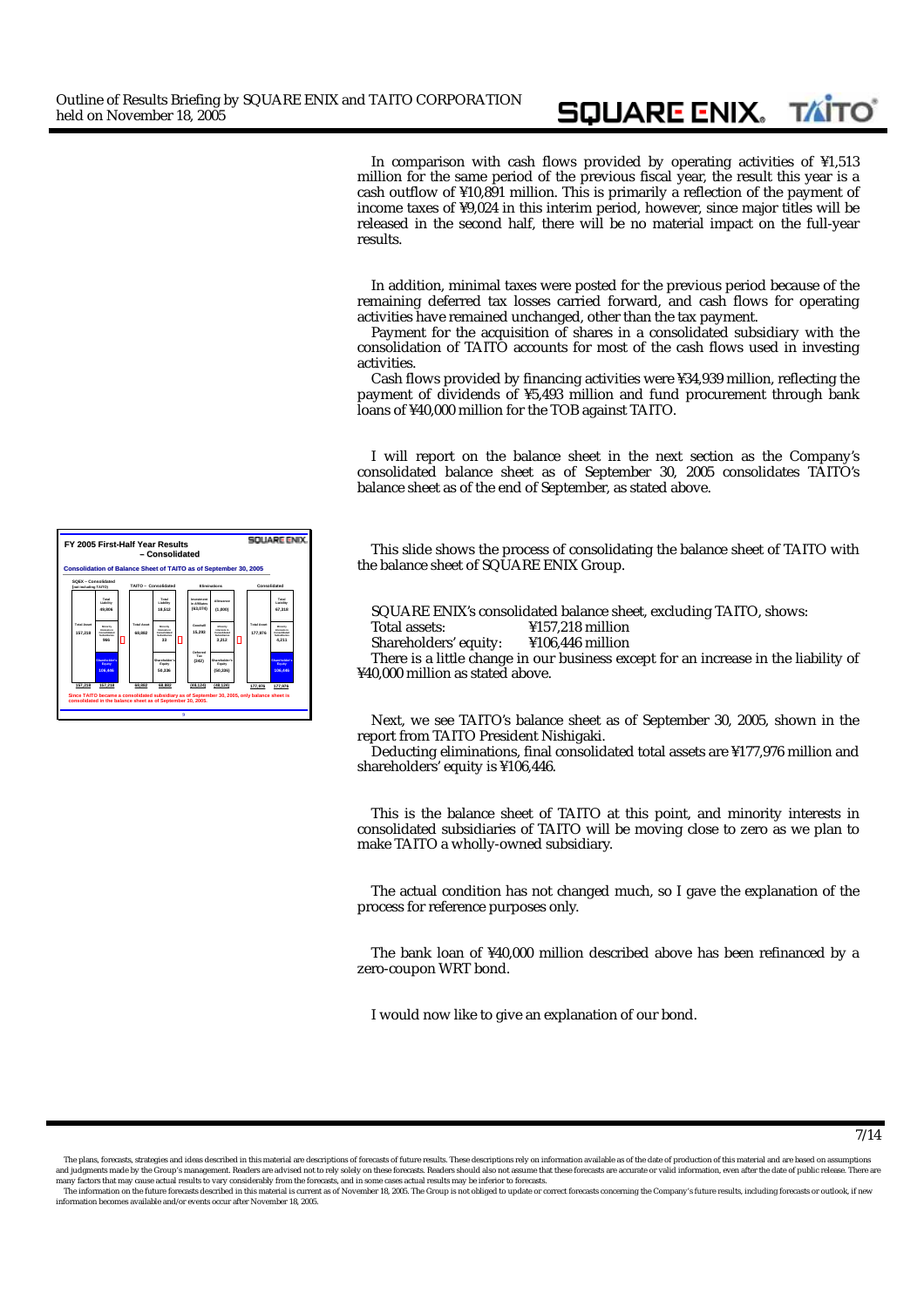In comparison with cash flows provided by operating activities of ¥1,513 million for the same period of the previous fiscal year, the result this year is a cash outflow of ¥10,891 million. This is primarily a reflection of the payment of income taxes of ¥9,024 in this interim period, however, since major titles will be released in the second half, there will be no material impact on the full-year results.

In addition, minimal taxes were posted for the previous period because of the remaining deferred tax losses carried forward, and cash flows for operating activities have remained unchanged, other than the tax payment.
Payment for the acquisition of shares in a consolidated subsidiary with the consolidation of TAITO accounts for most of the cash flows used in investing activities.
Cash flows provided by financing activities were ¥34,939 million, reflecting the payment of dividends of ¥5,493 million and fund procurement through bank loans of ¥40,000 million for the TOB against TAITO.

I will report on the balance sheet in the next section as the Company's consolidated balance sheet as of September 30, 2005 consolidates TAITO's balance sheet as of the end of September, as stated above.

**FY 2005 First-Half Year Results – Consolidated**

**Consolidation of Balance Sheet of TAITO as of September 30, 2005**

Since TAITO became a consolidated subsidiary as of September 30, 2005, only balance sheet is consolidated in the balance sheet as of September 30, 2005.

This slide shows the process of consolidating the balance sheet of TAITO with the balance sheet of SQUARE ENIX Group.

SQUARE ENIX's consolidated balance sheet, excluding TAITO, shows:
Total assets: ¥157,218 million
Shareholders' equity: ¥106,446 million
There is a little change in our business except for an increase in the liability of ¥40,000 million as stated above.

Next, we see TAITO's balance sheet as of September 30, 2005, shown in the report from TAITO President Nishigaki.
Deducting eliminations, final consolidated total assets are ¥177,976 million and shareholders' equity is ¥106,446.

This is the balance sheet of TAITO at this point, and minority interests in consolidated subsidiaries of TAITO will be moving close to zero as we plan to make TAITO a wholly-owned subsidiary.

The actual condition has not changed much, so I gave the explanation of the process for reference purposes only.

The bank loan of ¥40,000 million described above has been refinanced by a zero-coupon WRT bond.

I would now like to give an explanation of our bond.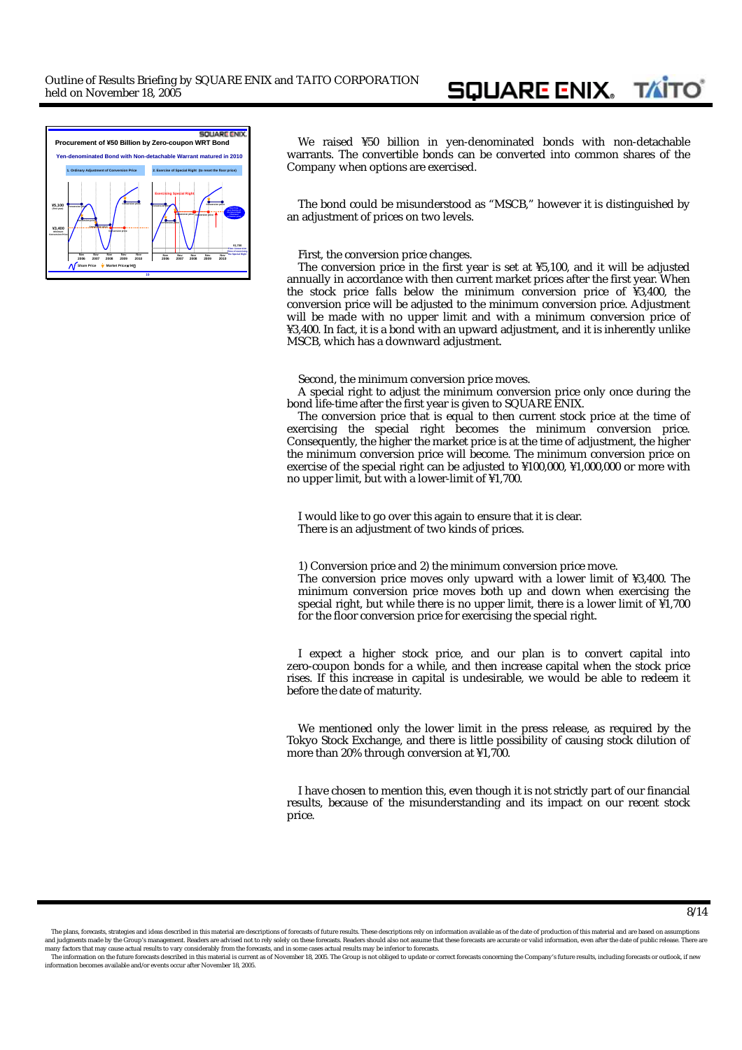Procurement of ¥50 Billion by Zero-coupon WRT Bond

Yen-denominated Bond with Non-detachable Warrant matured in 2010

1. Ordinary Adjustment of Conversion Price

2. Exercise of Special Right (to reset the floor price)

We raised ¥50 billion in yen-denominated bonds with non-detachable warrants. The convertible bonds can be converted into common shares of the Company when options are exercised.

The bond could be misunderstood as "MSCB," however it is distinguished by an adjustment of prices on two levels.

First, the conversion price changes.

The conversion price in the first year is set at ¥5,100, and it will be adjusted annually in accordance with then current market prices after the first year. When the stock price falls below the minimum conversion price of ¥3,400, the conversion price will be adjusted to the minimum conversion price. Adjustment will be made with no upper limit and with a minimum conversion price of ¥3,400. In fact, it is a bond with an upward adjustment, and it is inherently unlike MSCB, which has a downward adjustment.

Second, the minimum conversion price moves.

A special right to adjust the minimum conversion price only once during the bond life-time after the first year is given to SQUARE ENIX.

The conversion price that is equal to then current stock price at the time of exercising the special right becomes the minimum conversion price. Consequently, the higher the market price is at the time of adjustment, the higher the minimum conversion price will become. The minimum conversion price on exercise of the special right can be adjusted to ¥100,000, ¥1,000,000 or more with no upper limit, but with a lower-limit of ¥1,700.

I would like to go over this again to ensure that it is clear.

There is an adjustment of two kinds of prices.

1) Conversion price and 2) the minimum conversion price move.

The conversion price moves only upward with a lower limit of ¥3,400. The minimum conversion price moves both up and down when exercising the special right, but while there is no upper limit, there is a lower limit of ¥1,700 for the floor conversion price for exercising the special right.

I expect a higher stock price, and our plan is to convert capital into zero-coupon bonds for a while, and then increase capital when the stock price rises. If this increase in capital is undesirable, we would be able to redeem it before the date of maturity.

We mentioned only the lower limit in the press release, as required by the Tokyo Stock Exchange, and there is little possibility of causing stock dilution of more than 20% through conversion at ¥1,700.

I have chosen to mention this, even though it is not strictly part of our financial results, because of the misunderstanding and its impact on our recent stock price.

The plans, forecasts, strategies and ideas described in this material are descriptions of forecasts of future results. These descriptions rely on information available as of the date of production of this material and are based on assumptions and judgments made by the Group's management. Readers are advised not to rely solely on these forecasts. Readers should also not assume that these forecasts are accurate or valid information, even after the date of public release. There are many factors that may cause actual results to vary considerably from the forecasts, and in some cases actual results may be inferior to forecasts.

The information on the future forecasts described in this material is current as of November 18, 2005. The Group is not obliged to update or correct forecasts concerning the Company's future results, including forecasts or outlook, if new information becomes available and/or events occur after November 18, 2005.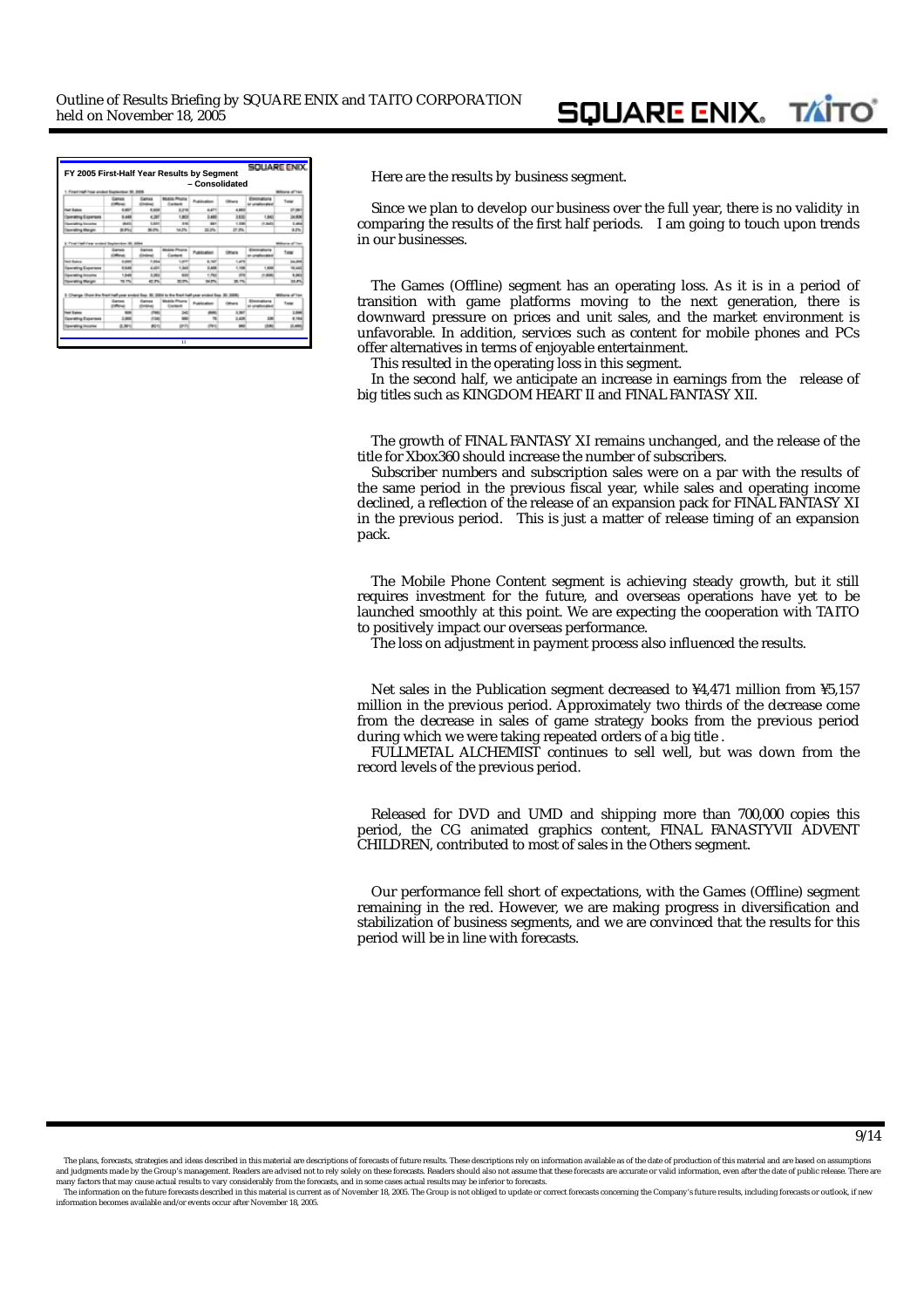**FY 2005 First-Half Year Results by Segment – Consolidated**

Here are the results by business segment.

Since we plan to develop our business over the full year, there is no validity in comparing the results of the first half periods. I am going to touch upon trends in our businesses.

The Games (Offline) segment has an operating loss. As it is in a period of transition with game platforms moving to the next generation, there is downward pressure on prices and unit sales, and the market environment is unfavorable. In addition, services such as content for mobile phones and PCs offer alternatives in terms of enjoyable entertainment.

This resulted in the operating loss in this segment.

In the second half, we anticipate an increase in earnings from the release of big titles such as KINGDOM HEART II and FINAL FANTASY XII.

The growth of FINAL FANTASY XI remains unchanged, and the release of the title for Xbox360 should increase the number of subscribers.

Subscriber numbers and subscription sales were on a par with the results of the same period in the previous fiscal year, while sales and operating income declined, a reflection of the release of an expansion pack for FINAL FANTASY XI in the previous period. This is just a matter of release timing of an expansion pack.

The Mobile Phone Content segment is achieving steady growth, but it still requires investment for the future, and overseas operations have yet to be launched smoothly at this point. We are expecting the cooperation with TAITO to positively impact our overseas performance.

The loss on adjustment in payment process also influenced the results.

Net sales in the Publication segment decreased to ¥4,471 million from ¥5,157 million in the previous period. Approximately two thirds of the decrease come from the decrease in sales of game strategy books from the previous period during which we were taking repeated orders of a big title .

FULLMETAL ALCHEMIST continues to sell well, but was down from the record levels of the previous period.

Released for DVD and UMD and shipping more than 700,000 copies this period, the CG animated graphics content, FINAL FANASTYVII ADVENT CHILDREN, contributed to most of sales in the Others segment.

Our performance fell short of expectations, with the Games (Offline) segment remaining in the red. However, we are making progress in diversification and stabilization of business segments, and we are convinced that the results for this period will be in line with forecasts.

The plans, forecasts, strategies and ideas described in this material are descriptions of forecasts of future results. These descriptions rely on information available as of the date of production of this material and are based on assumptions and judgments made by the Group's management. Readers are advised not to rely solely on these forecasts. Readers should also not assume that these forecasts are accurate or valid information, even after the date of public release. There are many factors that may cause actual results to vary considerably from the forecasts, and in some cases actual results may be inferior to forecasts.

The information on the future forecasts described in this material is current as of November 18, 2005. The Group is not obliged to update or correct forecasts concerning the Company's future results, including forecasts or outlook, if new information becomes available and/or events occur after November 18, 2005.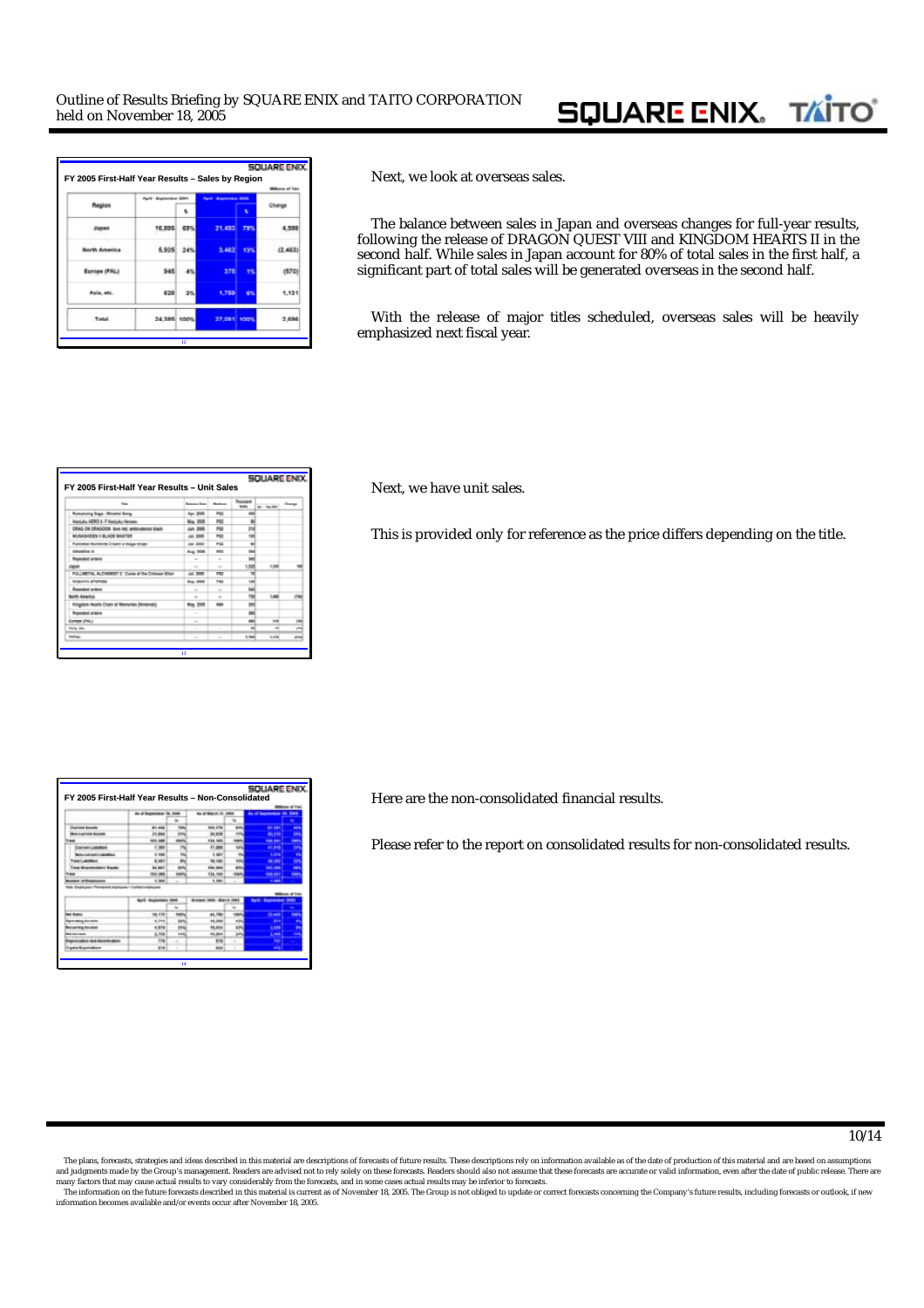## FY 2005 First-Half Year Results – Sales by Region

Millions of Yen

| Region | April - September 2004 | % | April - September 2005 | % | Change |
|---|---|---|---|---|---|
| Japan | 16,895 | 69% | 21,483 | 79% | 4,588 |
| North America | 5,925 | 24% | 3,462 | 13% | (2,463) |
| Europe (PAL) | 945 | 4% | 375 | 1% | (570) |
| Asia, etc. | 628 | 3% | 1,759 | 6% | 1,131 |
| Total | 24,395 | 100% | 27,081 | 100% | 2,686 |

Next, we look at overseas sales.

The balance between sales in Japan and overseas changes for full-year results, following the release of DRAGON QUEST VIII and KINGDOM HEARTS II in the second half. While sales in Japan account for 80% of total sales in the first half, a significant part of total sales will be generated overseas in the second half.

With the release of major titles scheduled, overseas sales will be heavily emphasized next fiscal year.

## FY 2005 First-Half Year Results – Unit Sales

Next, we have unit sales.

This is provided only for reference as the price differs depending on the title.

## FY 2005 First-Half Year Results – Non-Consolidated

Here are the non-consolidated financial results.

Please refer to the report on consolidated results for non-consolidated results.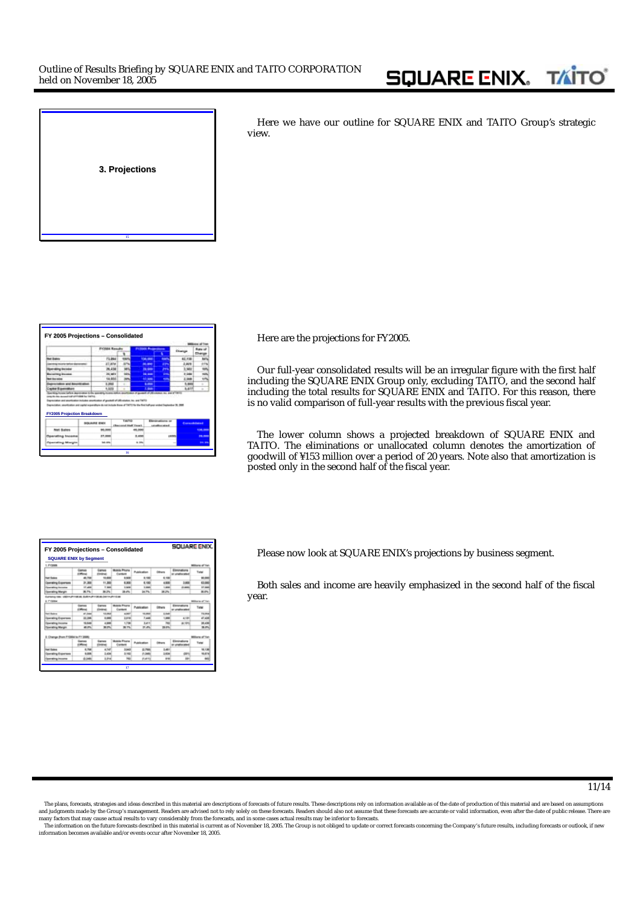**3. Projections**

Here we have our outline for SQUARE ENIX and TAITO Group's strategic view.

**FY 2005 Projections – Consolidated**

Here are the projections for FY2005.

Our full-year consolidated results will be an irregular figure with the first half including the SQUARE ENIX Group only, excluding TAITO, and the second half including the total results for SQUARE ENIX and TAITO. For this reason, there is no valid comparison of full-year results with the previous fiscal year.

The lower column shows a projected breakdown of SQUARE ENIX and TAITO. The eliminations or unallocated column denotes the amortization of goodwill of ¥153 million over a period of 20 years. Note also that amortization is posted only in the second half of the fiscal year.

**FY 2005 Projections – Consolidated**

**SQUARE ENIX by Segment**

Please now look at SQUARE ENIX's projections by business segment.

Both sales and income are heavily emphasized in the second half of the fiscal year.

The plans, forecasts, strategies and ideas described in this material are descriptions of forecasts of future results. These descriptions rely on information available as of the date of production of this material and are based on assumptions and judgments made by the Group's management. Readers are advised not to rely solely on these forecasts. Readers should also not assume that these forecasts are accurate or valid information, even after the date of public release. There are many factors that may cause actual results to vary considerably from the forecasts, and in some cases actual results may be inferior to forecasts.

The information on the future forecasts described in this material is current as of November 18, 2005. The Group is not obliged to update or correct forecasts concerning the Company's future results, including forecasts or outlook, if new information becomes available and/or events occur after November 18, 2005.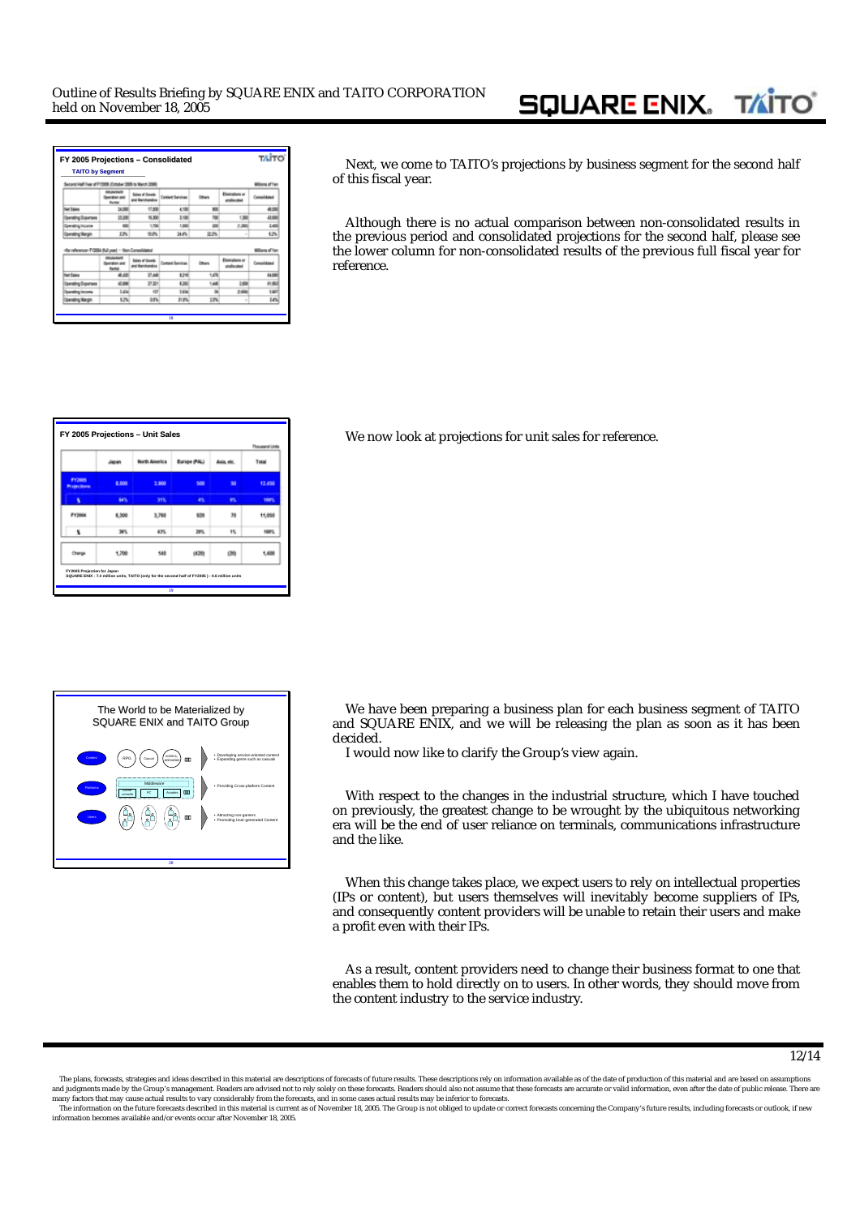**FY 2005 Projections – Consolidated**

**TAITO by Segment**

Second Half Year of FY2005 (October 2005 to March 2006) — Millions of Yen

| | Amusement Operation and Rental | Sales of Goods and Merchandise | Content Services | Others | Eliminations or unallocated | Consolidated |
|---|---|---|---|---|---|---|
| Net Sales | 24,000 | 17,000 | 4,100 | 900 | | 46,000 |
| Operating Expenses | 23,200 | 15,300 | 3,100 | 700 | 1,300 | 43,600 |
| Operating Income | 800 | 1,700 | 1,000 | 200 | (1,300) | 2,400 |
| Operating Margin | 3.3% | 10.0% | 24.4% | 22.2% | - | 5.2% |

<for reference> FY2004 (full year) - Non-Consolidated — Millions of Yen

| | Amusement Operation and Rental | Sales of Goods and Merchandise | Content Services | Others | Eliminations or unallocated | Consolidated |
|---|---|---|---|---|---|---|
| Net Sales | 46,435 | 37,448 | 9,216 | 1,476 | | 94,580 |
| Operating Expenses | 43,999 | 37,321 | 6,282 | 1,440 | 2,930 | 91,972 |
| Operating Income | 2,436 | 127 | 2,934 | 36 | (2,930) | 2,607 |
| Operating Margin | 5.2% | 0.3% | 31.8% | 2.4% | - | 2.8% |

Next, we come to TAITO's projections by business segment for the second half of this fiscal year.

Although there is no actual comparison between non-consolidated results in the previous period and consolidated projections for the second half, please see the lower column for non-consolidated results of the previous full fiscal year for reference.

**FY 2005 Projections – Unit Sales**

Thousand Units

| | Japan | North America | Europe (PAL) | Asia, etc. | Total |
|---|---|---|---|---|---|
| FY2005 Projections | 8,000 | 3,900 | 500 | 50 | 12,450 |
| % | 64% | 31% | 4% | 0% | 100% |
| FY2004 | 6,300 | 3,760 | 920 | 70 | 11,050 |
| % | 57% | 34% | 8% | 1% | 100% |
| Change | 1,700 | 140 | (420) | (20) | 1,400 |

FY2005 Projection for Japan
SQUARE ENIX : 7.4 million units, TAITO (only for the second half of FY2005) : 0.6 million units

We now look at projections for unit sales for reference.

**The World to be Materialized by SQUARE ENIX and TAITO Group**

- Content: RPG, Casual, (comics, animation) — Developing service-oriented content; Expanding genre such as casuals
- Platform: Middleware (Console, PC, Mobile) — Providing Cross-platform Content
- Users — Attracting non-gamers; Promoting User-generated Content

We have been preparing a business plan for each business segment of TAITO and SQUARE ENIX, and we will be releasing the plan as soon as it has been decided.

I would now like to clarify the Group's view again.

With respect to the changes in the industrial structure, which I have touched on previously, the greatest change to be wrought by the ubiquitous networking era will be the end of user reliance on terminals, communications infrastructure and the like.

When this change takes place, we expect users to rely on intellectual properties (IPs or content), but users themselves will inevitably become suppliers of IPs, and consequently content providers will be unable to retain their users and make a profit even with their IPs.

As a result, content providers need to change their business format to one that enables them to hold directly on to users. In other words, they should move from the content industry to the service industry.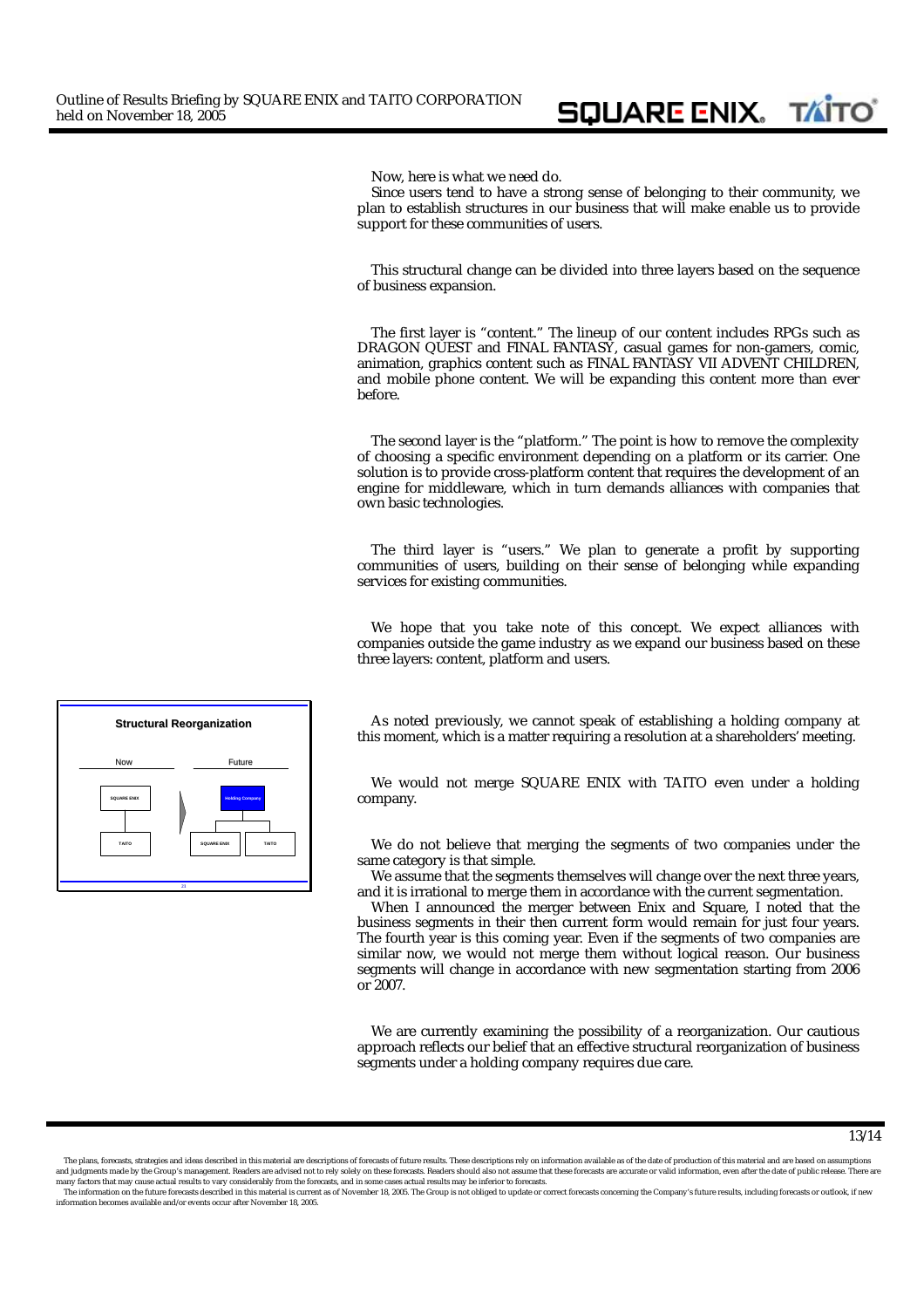Now, here is what we need do.

Since users tend to have a strong sense of belonging to their community, we plan to establish structures in our business that will make enable us to provide support for these communities of users.

This structural change can be divided into three layers based on the sequence of business expansion.

The first layer is "content." The lineup of our content includes RPGs such as DRAGON QUEST and FINAL FANTASY, casual games for non-gamers, comic, animation, graphics content such as FINAL FANTASY VII ADVENT CHILDREN, and mobile phone content. We will be expanding this content more than ever before.

The second layer is the "platform." The point is how to remove the complexity of choosing a specific environment depending on a platform or its carrier. One solution is to provide cross-platform content that requires the development of an engine for middleware, which in turn demands alliances with companies that own basic technologies.

The third layer is "users." We plan to generate a profit by supporting communities of users, building on their sense of belonging while expanding services for existing communities.

We hope that you take note of this concept. We expect alliances with companies outside the game industry as we expand our business based on these three layers: content, platform and users.

**Structural Reorganization**

Now: SQUARE ENIX → TAITO

Future: Holding Company → SQUARE ENIX, TAITO

As noted previously, we cannot speak of establishing a holding company at this moment, which is a matter requiring a resolution at a shareholders' meeting.

We would not merge SQUARE ENIX with TAITO even under a holding company.

We do not believe that merging the segments of two companies under the same category is that simple.

We assume that the segments themselves will change over the next three years, and it is irrational to merge them in accordance with the current segmentation.

When I announced the merger between Enix and Square, I noted that the business segments in their then current form would remain for just four years. The fourth year is this coming year. Even if the segments of two companies are similar now, we would not merge them without logical reason. Our business segments will change in accordance with new segmentation starting from 2006 or 2007.

We are currently examining the possibility of a reorganization. Our cautious approach reflects our belief that an effective structural reorganization of business segments under a holding company requires due care.

The plans, forecasts, strategies and ideas described in this material are descriptions of forecasts of future results. These descriptions rely on information available as of the date of production of this material and are based on assumptions and judgments made by the Group's management. Readers are advised not to rely solely on these forecasts. Readers should also not assume that these forecasts are accurate or valid information, even after the date of public release. There are many factors that may cause actual results to vary considerably from the forecasts, and in some cases actual results may be inferior to forecasts.

The information on the future forecasts described in this material is current as of November 18, 2005. The Group is not obliged to update or correct forecasts concerning the Company's future results, including forecasts or outlook, if new information becomes available and/or events occur after November 18, 2005.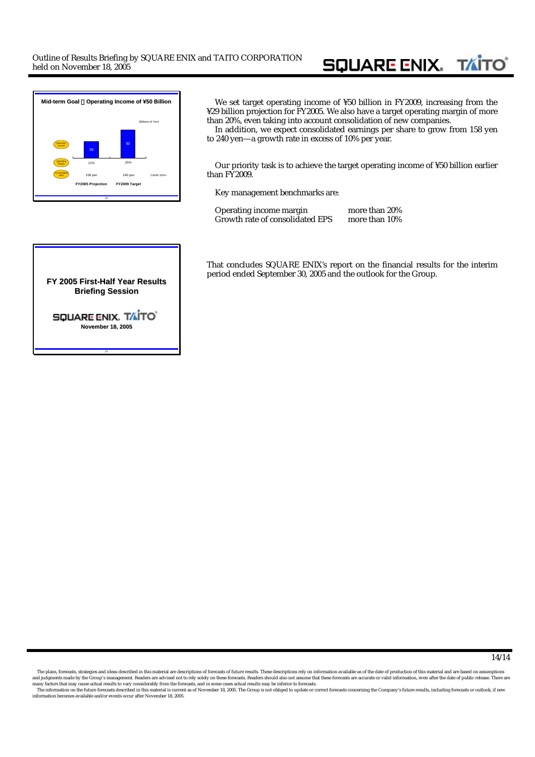**Mid-term Goal：Operating Income of ¥50 Billion**

(Billions of Yen)

Operating Income
29
50

Operating Margin
21%
25%

Consolidated EPS
158 yen
240 yen
CAGR 10%+

FY2005 Projection
FY2009 Target

We set target operating income of ¥50 billion in FY2009, increasing from the ¥29 billion projection for FY2005. We also have a target operating margin of more than 20%, even taking into account consolidation of new companies.

In addition, we expect consolidated earnings per share to grow from 158 yen to 240 yen—a growth rate in excess of 10% per year.

Our priority task is to achieve the target operating income of ¥50 billion earlier than FY2009.

Key management benchmarks are:

| | |
|---|---|
| Operating income margin | more than 20% |
| Growth rate of consolidated EPS | more than 10% |

**FY 2005 First-Half Year Results Briefing Session**

SQUARE ENIX. TAITO

**November 18, 2005**

That concludes SQUARE ENIX's report on the financial results for the interim period ended September 30, 2005 and the outlook for the Group.

The plans, forecasts, strategies and ideas described in this material are descriptions of forecasts of future results. These descriptions rely on information available as of the date of production of this material and are based on assumptions and judgments made by the Group's management. Readers are advised not to rely solely on these forecasts. Readers should also not assume that these forecasts are accurate or valid information, even after the date of public release. There are many factors that may cause actual results to vary considerably from the forecasts, and in some cases actual results may be inferior to forecasts.

The information on the future forecasts described in this material is current as of November 18, 2005. The Group is not obliged to update or correct forecasts concerning the Company's future results, including forecasts or outlook, if new information becomes available and/or events occur after November 18, 2005.